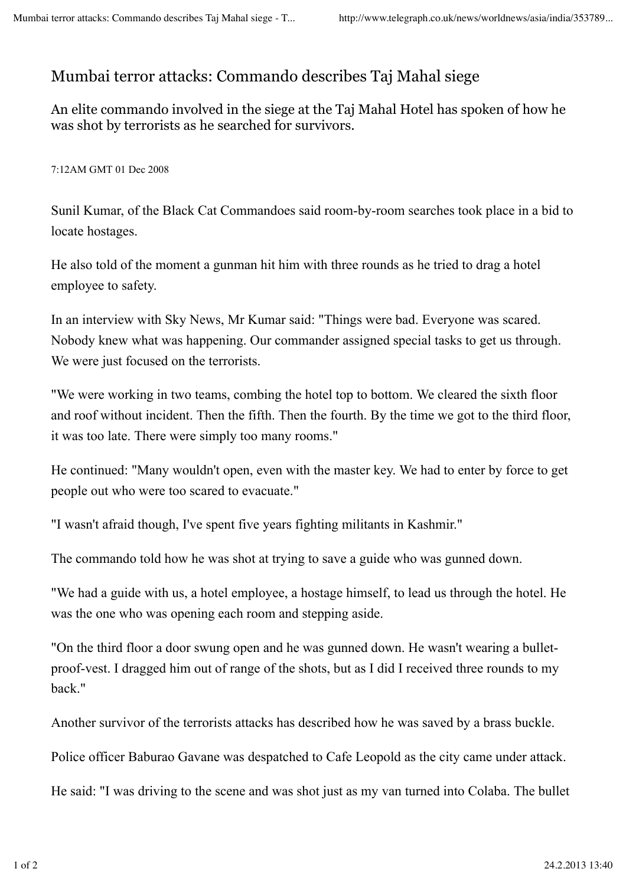# Mumbai terror attacks: Commando describes Taj Mahal siege

## An elite commando involved in the siege at the Taj Mahal Hotel has spoken of how he was shot by terrorists as he searched for survivors.

7:12AM GMT 01 Dec 2008

Sunil Kumar, of the Black Cat Commandoes said room-by-room searches took place in a bid to locate hostages.

He also told of the moment a gunman hit him with three rounds as he tried to drag a hotel employee to safety.

In an interview with Sky News, Mr Kumar said: "Things were bad. Everyone was scared. Nobody knew what was happening. Our commander assigned special tasks to get us through. We were just focused on the terrorists.

"We were working in two teams, combing the hotel top to bottom. We cleared the sixth floor and roof without incident. Then the fifth. Then the fourth. By the time we got to the third floor, it was too late. There were simply too many rooms."

He continued: "Many wouldn't open, even with the master key. We had to enter by force to get people out who were too scared to evacuate."

"I wasn't afraid though, I've spent five years fighting militants in Kashmir."

The commando told how he was shot at trying to save a guide who was gunned down.

"We had a guide with us, a hotel employee, a hostage himself, to lead us through the hotel. He was the one who was opening each room and stepping aside.

"On the third floor a door swung open and he was gunned down. He wasn't wearing a bullet-proof-vest. I dragged him out of range of the shots, but as I did I received three rounds to my back."

Another survivor of the terrorists attacks has described how he was saved by a brass buckle.

Police officer Baburao Gavane was despatched to Cafe Leopold as the city came under attack.

He said: "I was driving to the scene and was shot just as my van turned into Colaba. The bullet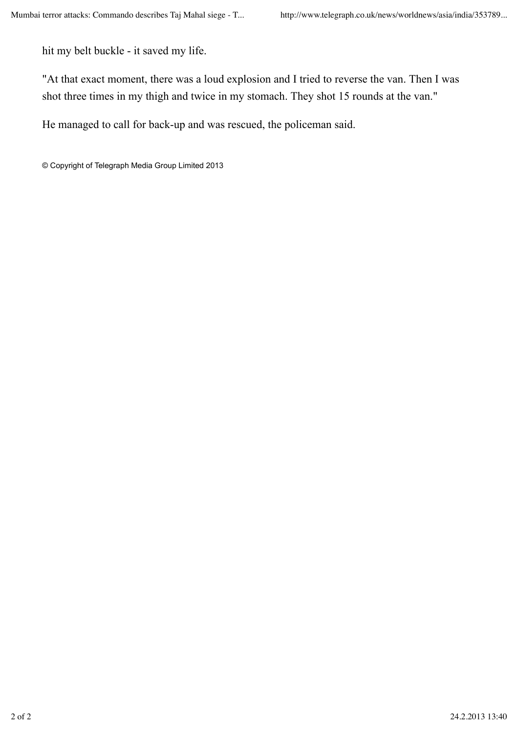hit my belt buckle - it saved my life.

"At that exact moment, there was a loud explosion and I tried to reverse the van. Then I was shot three times in my thigh and twice in my stomach. They shot 15 rounds at the van."

He managed to call for back-up and was rescued, the policeman said.

© Copyright of Telegraph Media Group Limited 2013